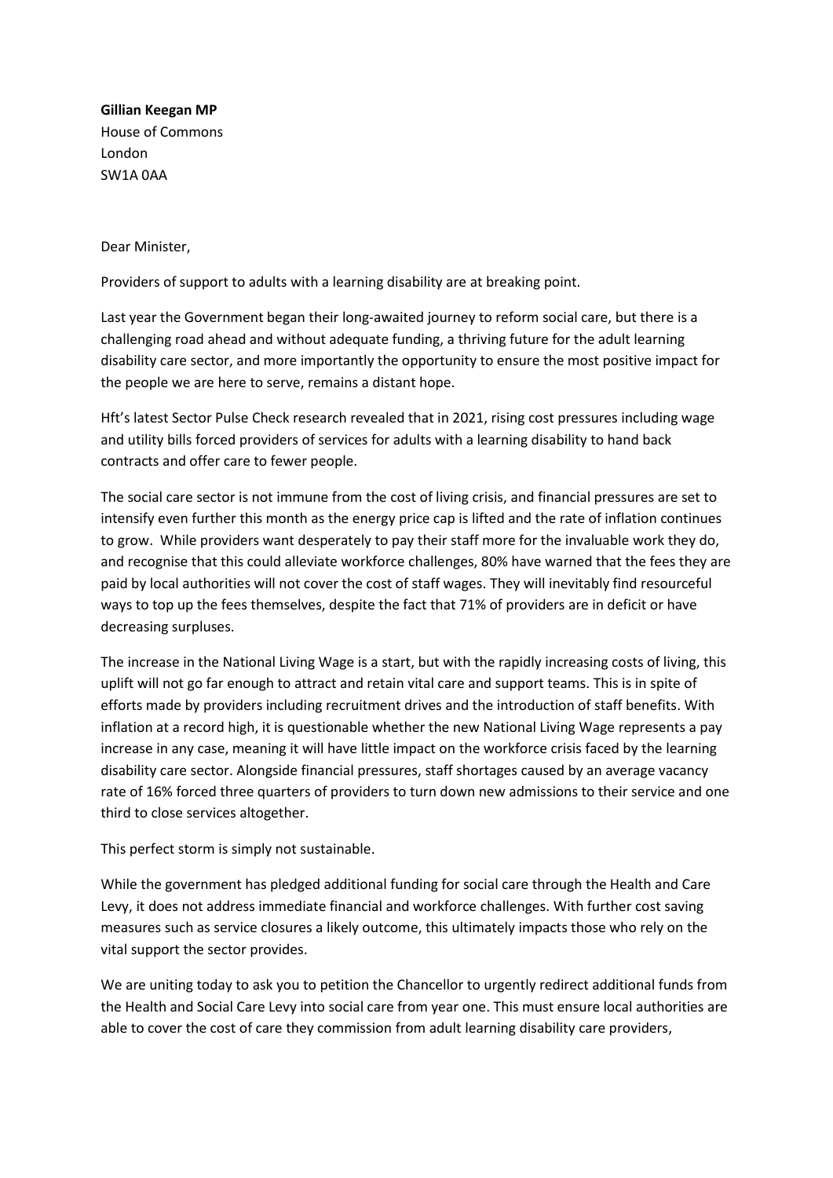**Gillian Keegan MP**
House of Commons
London
SW1A 0AA

Dear Minister,

Providers of support to adults with a learning disability are at breaking point.

Last year the Government began their long-awaited journey to reform social care, but there is a challenging road ahead and without adequate funding, a thriving future for the adult learning disability care sector, and more importantly the opportunity to ensure the most positive impact for the people we are here to serve, remains a distant hope.

Hft's latest Sector Pulse Check research revealed that in 2021, rising cost pressures including wage and utility bills forced providers of services for adults with a learning disability to hand back contracts and offer care to fewer people.

The social care sector is not immune from the cost of living crisis, and financial pressures are set to intensify even further this month as the energy price cap is lifted and the rate of inflation continues to grow. While providers want desperately to pay their staff more for the invaluable work they do, and recognise that this could alleviate workforce challenges, 80% have warned that the fees they are paid by local authorities will not cover the cost of staff wages. They will inevitably find resourceful ways to top up the fees themselves, despite the fact that 71% of providers are in deficit or have decreasing surpluses.

The increase in the National Living Wage is a start, but with the rapidly increasing costs of living, this uplift will not go far enough to attract and retain vital care and support teams. This is in spite of efforts made by providers including recruitment drives and the introduction of staff benefits. With inflation at a record high, it is questionable whether the new National Living Wage represents a pay increase in any case, meaning it will have little impact on the workforce crisis faced by the learning disability care sector. Alongside financial pressures, staff shortages caused by an average vacancy rate of 16% forced three quarters of providers to turn down new admissions to their service and one third to close services altogether.

This perfect storm is simply not sustainable.

While the government has pledged additional funding for social care through the Health and Care Levy, it does not address immediate financial and workforce challenges. With further cost saving measures such as service closures a likely outcome, this ultimately impacts those who rely on the vital support the sector provides.

We are uniting today to ask you to petition the Chancellor to urgently redirect additional funds from the Health and Social Care Levy into social care from year one. This must ensure local authorities are able to cover the cost of care they commission from adult learning disability care providers,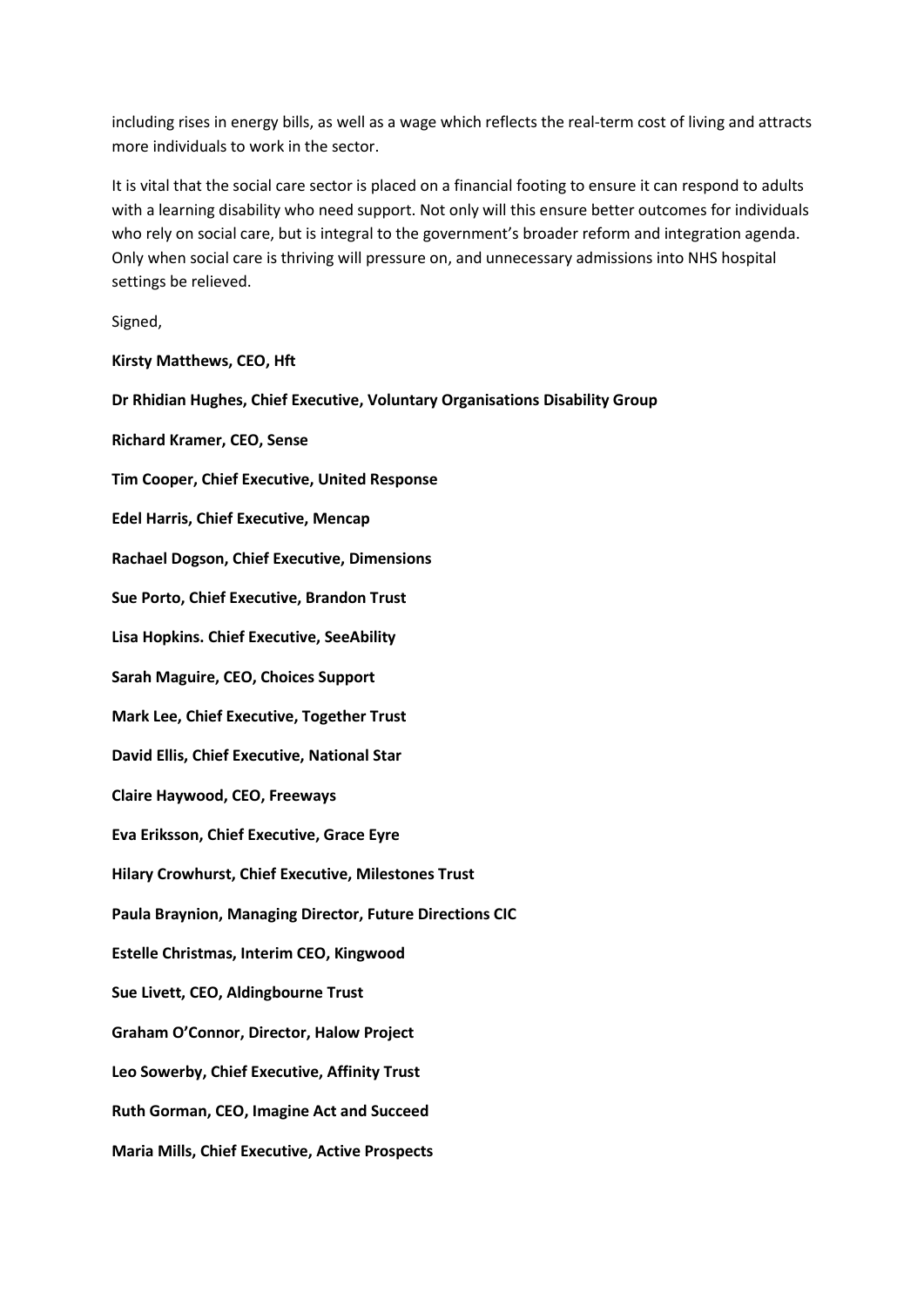including rises in energy bills, as well as a wage which reflects the real-term cost of living and attracts more individuals to work in the sector.

It is vital that the social care sector is placed on a financial footing to ensure it can respond to adults with a learning disability who need support. Not only will this ensure better outcomes for individuals who rely on social care, but is integral to the government's broader reform and integration agenda. Only when social care is thriving will pressure on, and unnecessary admissions into NHS hospital settings be relieved.

Signed,

**Kirsty Matthews, CEO, Hft**

**Dr Rhidian Hughes, Chief Executive, Voluntary Organisations Disability Group**

**Richard Kramer, CEO, Sense**

**Tim Cooper, Chief Executive, United Response**

**Edel Harris, Chief Executive, Mencap**

**Rachael Dogson, Chief Executive, Dimensions**

**Sue Porto, Chief Executive, Brandon Trust**

**Lisa Hopkins. Chief Executive, SeeAbility**

**Sarah Maguire, CEO, Choices Support**

**Mark Lee, Chief Executive, Together Trust**

**David Ellis, Chief Executive, National Star**

**Claire Haywood, CEO, Freeways**

**Eva Eriksson, Chief Executive, Grace Eyre**

**Hilary Crowhurst, Chief Executive, Milestones Trust**

**Paula Braynion, Managing Director, Future Directions CIC**

**Estelle Christmas, Interim CEO, Kingwood**

**Sue Livett, CEO, Aldingbourne Trust**

**Graham O'Connor, Director, Halow Project**

**Leo Sowerby, Chief Executive, Affinity Trust**

**Ruth Gorman, CEO, Imagine Act and Succeed**

**Maria Mills, Chief Executive, Active Prospects**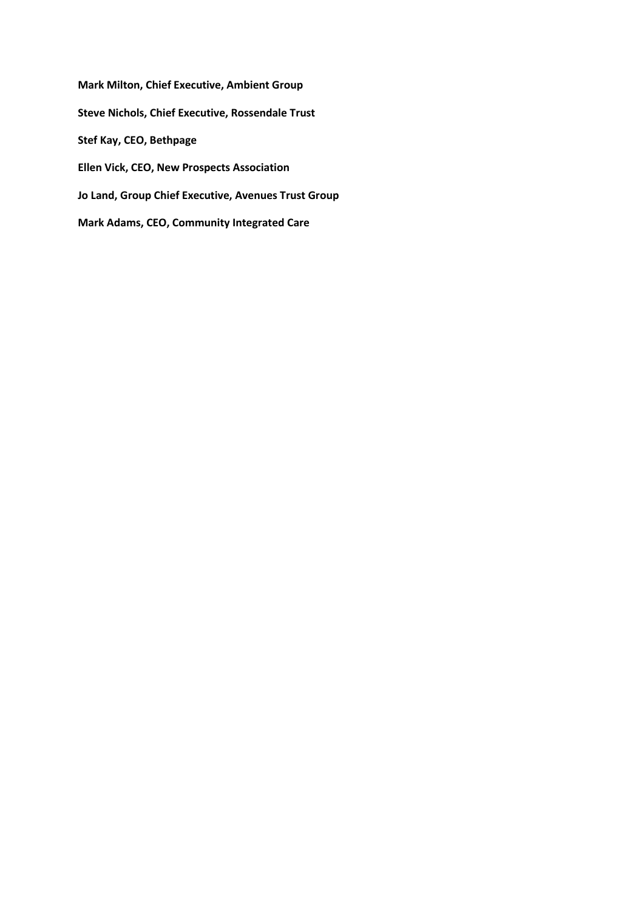**Mark Milton, Chief Executive, Ambient Group**

**Steve Nichols, Chief Executive, Rossendale Trust**

**Stef Kay, CEO, Bethpage**

**Ellen Vick, CEO, New Prospects Association**

**Jo Land, Group Chief Executive, Avenues Trust Group**

**Mark Adams, CEO, Community Integrated Care**